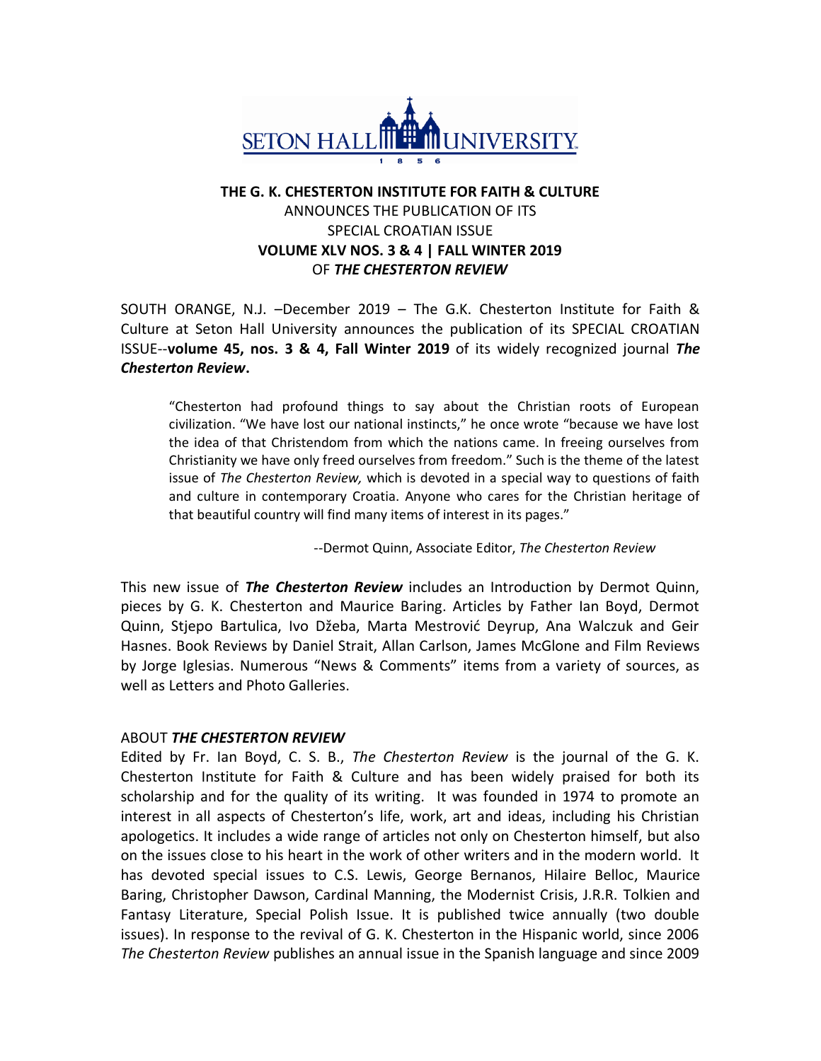**THE G. K. CHESTERTON INSTITUTE FOR FAITH & CULTURE**
ANNOUNCES THE PUBLICATION OF ITS
SPECIAL CROATIAN ISSUE
**VOLUME XLV NOS. 3 & 4 | FALL WINTER 2019**
OF ***THE CHESTERTON REVIEW***

SOUTH ORANGE, N.J. –December 2019 – The G.K. Chesterton Institute for Faith & Culture at Seton Hall University announces the publication of its SPECIAL CROATIAN ISSUE--**volume 45, nos. 3 & 4, Fall Winter 2019** of its widely recognized journal ***The Chesterton Review***.

> "Chesterton had profound things to say about the Christian roots of European civilization. "We have lost our national instincts," he once wrote "because we have lost the idea of that Christendom from which the nations came. In freeing ourselves from Christianity we have only freed ourselves from freedom." Such is the theme of the latest issue of *The Chesterton Review,* which is devoted in a special way to questions of faith and culture in contemporary Croatia. Anyone who cares for the Christian heritage of that beautiful country will find many items of interest in its pages."
>
> --Dermot Quinn, Associate Editor, *The Chesterton Review*

This new issue of ***The Chesterton Review*** includes an Introduction by Dermot Quinn, pieces by G. K. Chesterton and Maurice Baring. Articles by Father Ian Boyd, Dermot Quinn, Stjepo Bartulica, Ivo Džeba, Marta Mestrović Deyrup, Ana Walczuk and Geir Hasnes. Book Reviews by Daniel Strait, Allan Carlson, James McGlone and Film Reviews by Jorge Iglesias. Numerous "News & Comments" items from a variety of sources, as well as Letters and Photo Galleries.

ABOUT ***THE CHESTERTON REVIEW***
Edited by Fr. Ian Boyd, C. S. B., *The Chesterton Review* is the journal of the G. K. Chesterton Institute for Faith & Culture and has been widely praised for both its scholarship and for the quality of its writing. It was founded in 1974 to promote an interest in all aspects of Chesterton's life, work, art and ideas, including his Christian apologetics. It includes a wide range of articles not only on Chesterton himself, but also on the issues close to his heart in the work of other writers and in the modern world. It has devoted special issues to C.S. Lewis, George Bernanos, Hilaire Belloc, Maurice Baring, Christopher Dawson, Cardinal Manning, the Modernist Crisis, J.R.R. Tolkien and Fantasy Literature, Special Polish Issue. It is published twice annually (two double issues). In response to the revival of G. K. Chesterton in the Hispanic world, since 2006 *The Chesterton Review* publishes an annual issue in the Spanish language and since 2009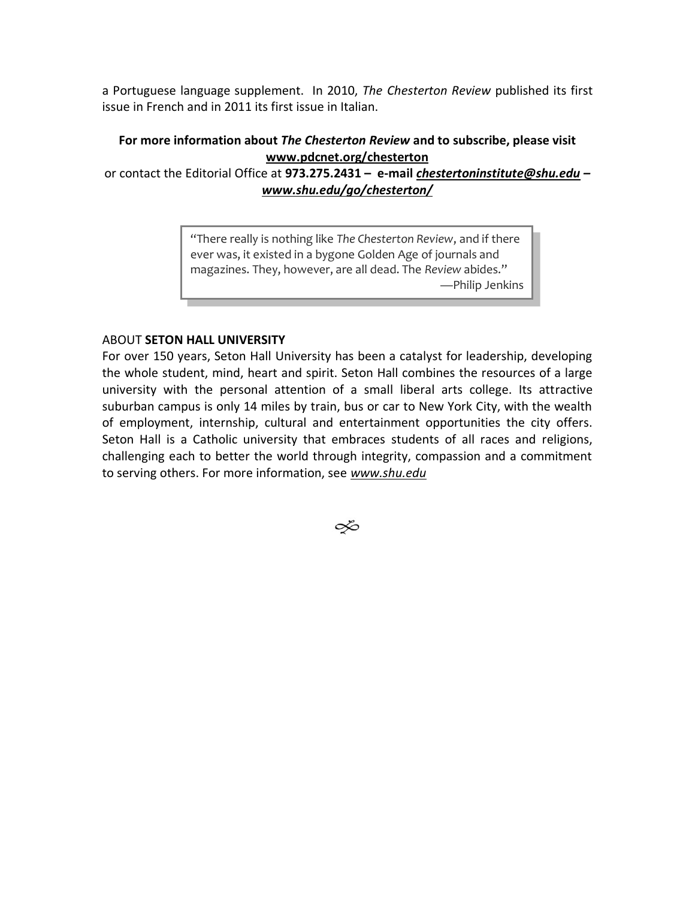a Portuguese language supplement. In 2010, *The Chesterton Review* published its first issue in French and in 2011 its first issue in Italian.

**For more information about *The Chesterton Review* and to subscribe, please visit [www.pdcnet.org/chesterton](http://www.pdcnet.org/chesterton)**

or contact the Editorial Office at **973.275.2431 – e-mail *chestertoninstitute@shu.edu* – *www.shu.edu/go/chesterton/***

> "There really is nothing like *The Chesterton Review*, and if there ever was, it existed in a bygone Golden Age of journals and magazines. They, however, are all dead. The *Review* abides."
>
> —Philip Jenkins

ABOUT **SETON HALL UNIVERSITY**

For over 150 years, Seton Hall University has been a catalyst for leadership, developing the whole student, mind, heart and spirit. Seton Hall combines the resources of a large university with the personal attention of a small liberal arts college. Its attractive suburban campus is only 14 miles by train, bus or car to New York City, with the wealth of employment, internship, cultural and entertainment opportunities the city offers. Seton Hall is a Catholic university that embraces students of all races and religions, challenging each to better the world through integrity, compassion and a commitment to serving others. For more information, see *www.shu.edu*